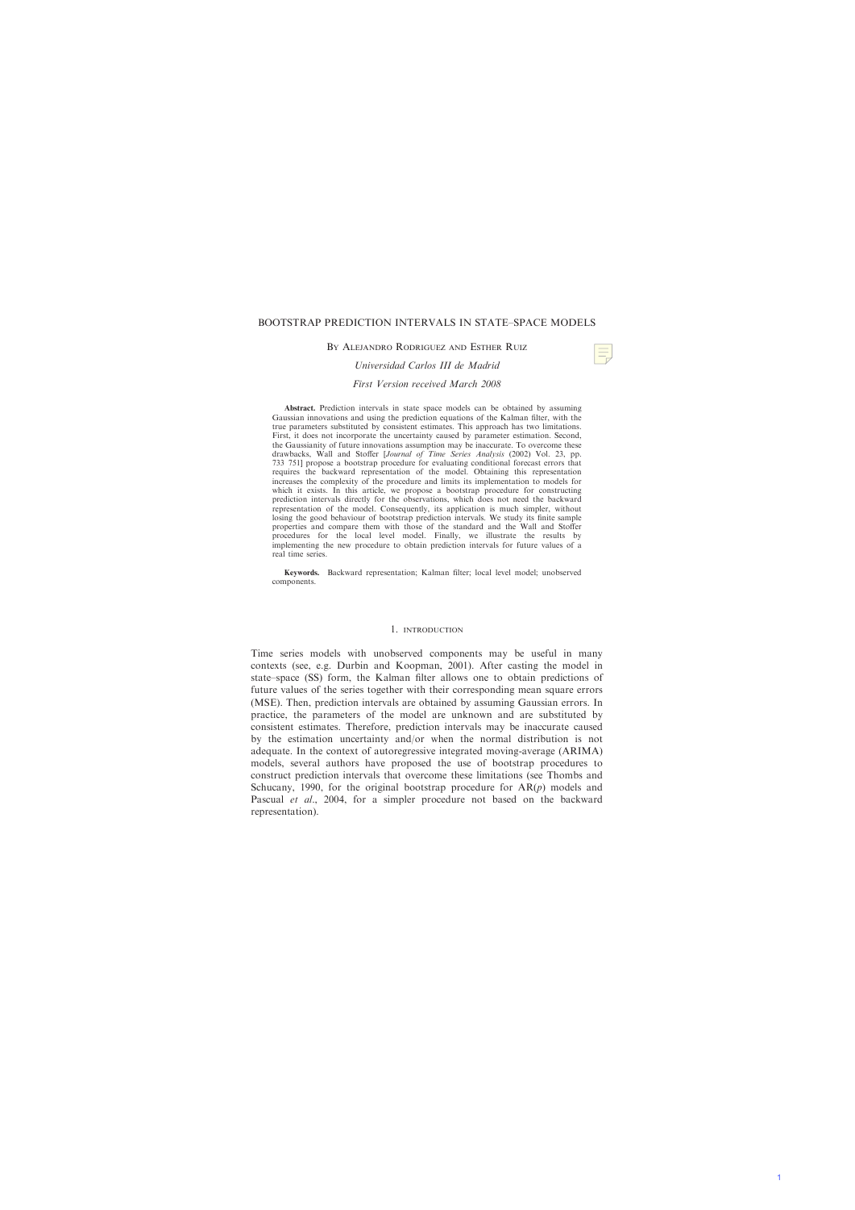# BOOTSTRAP PREDICTION INTERVALS IN STATE–SPACE MODELS

By Alejandro Rodriguez and Esther Ruiz

*Universidad Carlos III de Madrid*

*First Version received March 2008*

**Abstract.** Prediction intervals in state space models can be obtained by assuming Gaussian innovations and using the prediction equations of the Kalman filter, with the true parameters substituted by consistent estimates. This approach has two limitations. First, it does not incorporate the uncertainty caused by parameter estimation. Second, the Gaussianity of future innovations assumption may be inaccurate. To overcome these drawbacks, Wall and Stoffer [*Journal of Time Series Analysis* (2002) Vol. 23, pp. 733 751] propose a bootstrap procedure for evaluating conditional forecast errors that requires the backward representation of the model. Obtaining this representation increases the complexity of the procedure and limits its implementation to models for which it exists. In this article, we propose a bootstrap procedure for constructing prediction intervals directly for the observations, which does not need the backward representation of the model. Consequently, its application is much simpler, without losing the good behaviour of bootstrap prediction intervals. We study its finite sample properties and compare them with those of the standard and the Wall and Stoffer procedures for the local level model. Finally, we illustrate the results by implementing the new procedure to obtain prediction intervals for future values of a real time series.

**Keywords.** Backward representation; Kalman filter; local level model; unobserved components.

## 1. INTRODUCTION

Time series models with unobserved components may be useful in many contexts (see, e.g. Durbin and Koopman, 2001). After casting the model in state–space (SS) form, the Kalman filter allows one to obtain predictions of future values of the series together with their corresponding mean square errors (MSE). Then, prediction intervals are obtained by assuming Gaussian errors. In practice, the parameters of the model are unknown and are substituted by consistent estimates. Therefore, prediction intervals may be inaccurate caused by the estimation uncertainty and/or when the normal distribution is not adequate. In the context of autoregressive integrated moving-average (ARIMA) models, several authors have proposed the use of bootstrap procedures to construct prediction intervals that overcome these limitations (see Thombs and Schucany, 1990, for the original bootstrap procedure for AR($p$) models and Pascual *et al.*, 2004, for a simpler procedure not based on the backward representation).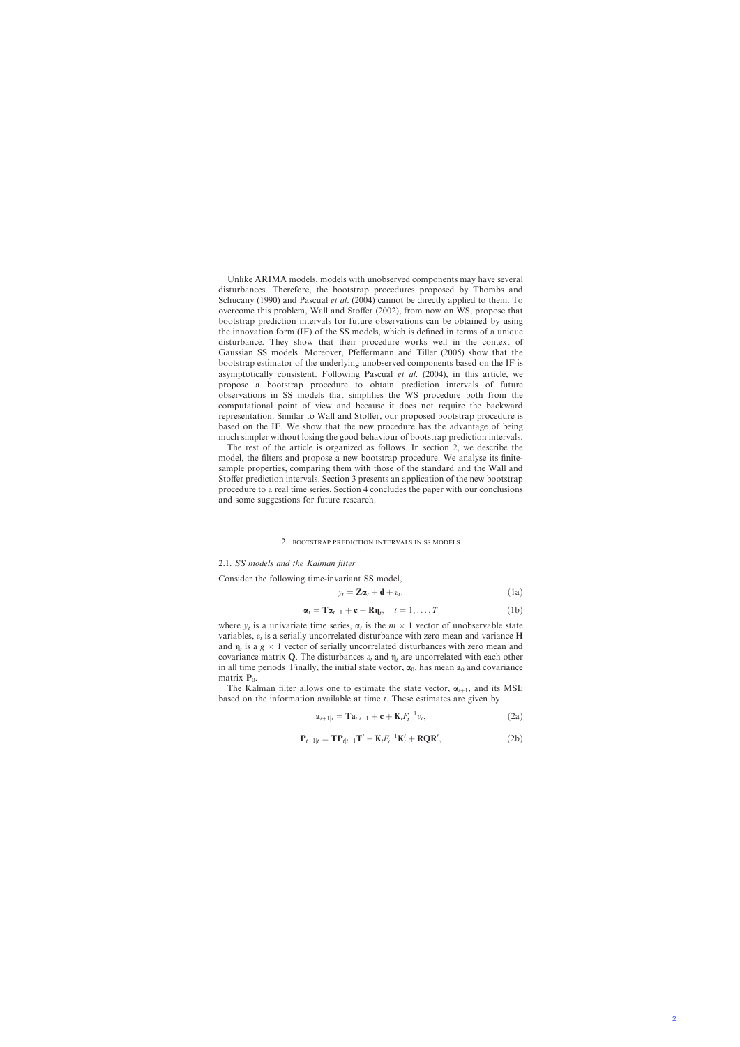Unlike ARIMA models, models with unobserved components may have several disturbances. Therefore, the bootstrap procedures proposed by Thombs and Schucany (1990) and Pascual *et al*. (2004) cannot be directly applied to them. To overcome this problem, Wall and Stoffer (2002), from now on WS, propose that bootstrap prediction intervals for future observations can be obtained by using the innovation form (IF) of the SS models, which is defined in terms of a unique disturbance. They show that their procedure works well in the context of Gaussian SS models. Moreover, Pfeffermann and Tiller (2005) show that the bootstrap estimator of the underlying unobserved components based on the IF is asymptotically consistent. Following Pascual *et al*. (2004), in this article, we propose a bootstrap procedure to obtain prediction intervals of future observations in SS models that simplifies the WS procedure both from the computational point of view and because it does not require the backward representation. Similar to Wall and Stoffer, our proposed bootstrap procedure is based on the IF. We show that the new procedure has the advantage of being much simpler without losing the good behaviour of bootstrap prediction intervals.

The rest of the article is organized as follows. In section 2, we describe the model, the filters and propose a new bootstrap procedure. We analyse its finite-sample properties, comparing them with those of the standard and the Wall and Stoffer prediction intervals. Section 3 presents an application of the new bootstrap procedure to a real time series. Section 4 concludes the paper with our conclusions and some suggestions for future research.

## 2. BOOTSTRAP PREDICTION INTERVALS IN SS MODELS

### 2.1. *SS models and the Kalman filter*

Consider the following time-invariant SS model,

$$y_t = \mathbf{Z}\boldsymbol{\alpha}_t + \mathbf{d} + \varepsilon_t, \tag{1a}$$

$$\boldsymbol{\alpha}_t = \mathbf{T}\boldsymbol{\alpha}_{t-1} + \mathbf{c} + \mathbf{R}\boldsymbol{\eta}_t, \quad t = 1, \ldots, T \tag{1b}$$

where $y_t$ is a univariate time series, $\boldsymbol{\alpha}_t$ is the $m \times 1$ vector of unobservable state variables, $\varepsilon_t$ is a serially uncorrelated disturbance with zero mean and variance $\mathbf{H}$ and $\boldsymbol{\eta}_t$ is a $g \times 1$ vector of serially uncorrelated disturbances with zero mean and covariance matrix $\mathbf{Q}$. The disturbances $\varepsilon_t$ and $\boldsymbol{\eta}_t$ are uncorrelated with each other in all time periods Finally, the initial state vector, $\boldsymbol{\alpha}_0$, has mean $\mathbf{a}_0$ and covariance matrix $\mathbf{P}_0$.

The Kalman filter allows one to estimate the state vector, $\boldsymbol{\alpha}_{t+1}$, and its MSE based on the information available at time $t$. These estimates are given by

$$\mathbf{a}_{t+1|t} = \mathbf{T}\mathbf{a}_{t|t-1} + \mathbf{c} + \mathbf{K}_t F_t^{-1} v_t, \tag{2a}$$

$$\mathbf{P}_{t+1|t} = \mathbf{T}\mathbf{P}_{t|t-1}\mathbf{T}' - \mathbf{K}_t F_t^{-1} \mathbf{K}_t' + \mathbf{R}\mathbf{Q}\mathbf{R}', \tag{2b}$$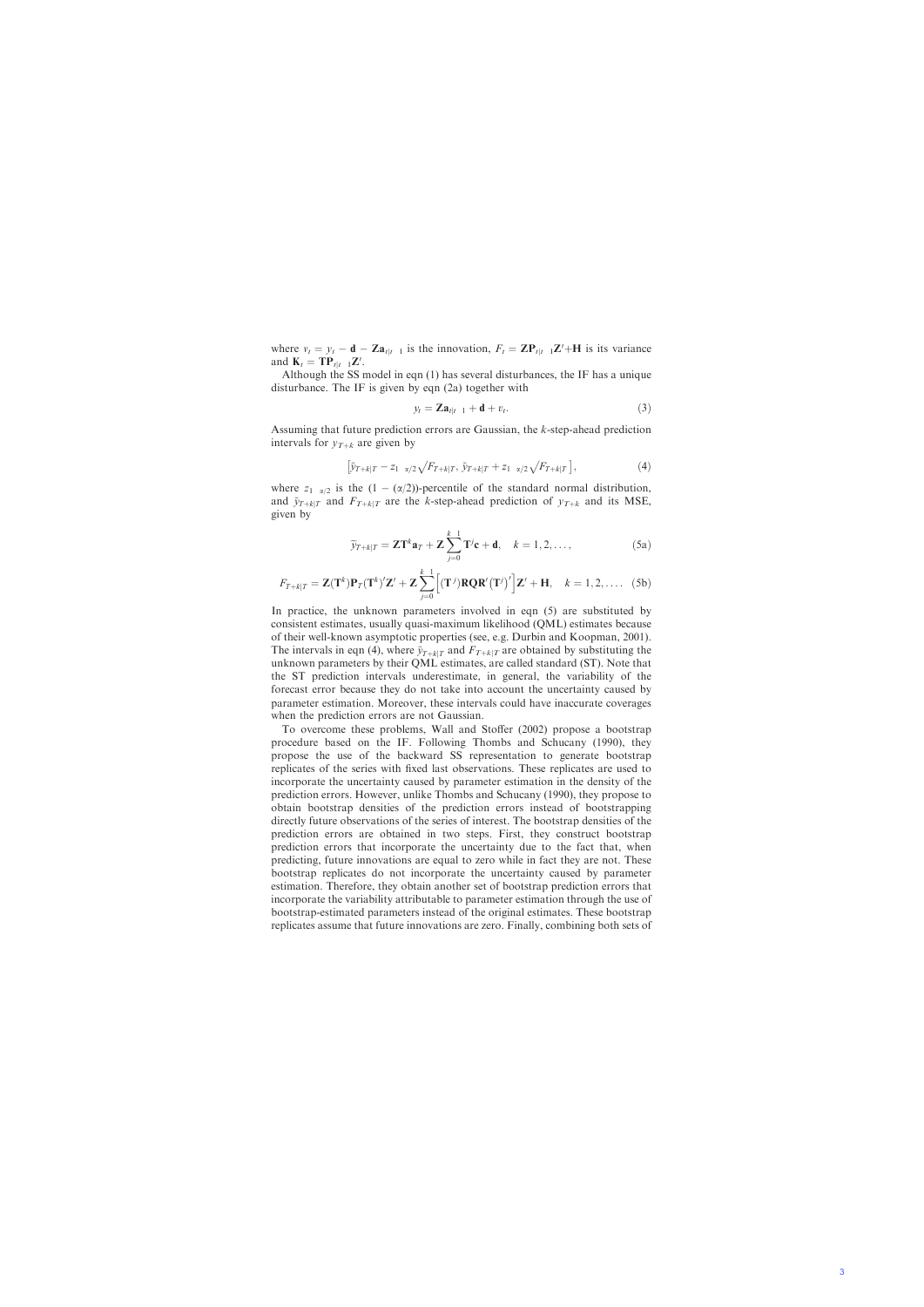where $v_t = y_t - \mathbf{d} - \mathbf{Z}\mathbf{a}_{t|t-1}$ is the innovation, $F_t = \mathbf{Z}\mathbf{P}_{t|t-1}\mathbf{Z}' + \mathbf{H}$ is its variance and $\mathbf{K}_t = \mathbf{T}\mathbf{P}_{t|t-1}\mathbf{Z}'$.

Although the SS model in eqn (1) has several disturbances, the IF has a unique disturbance. The IF is given by eqn (2a) together with

$$y_t = \mathbf{Z}\mathbf{a}_{t|t-1} + \mathbf{d} + v_t. \tag{3}$$

Assuming that future prediction errors are Gaussian, the $k$-step-ahead prediction intervals for $y_{T+k}$ are given by

$$\left[\tilde{y}_{T+k|T} - z_{1-\alpha/2}\sqrt{F_{T+k|T}},\ \tilde{y}_{T+k|T} + z_{1-\alpha/2}\sqrt{F_{T+k|T}}\right], \tag{4}$$

where $z_{1-\alpha/2}$ is the $(1-(\alpha/2))$-percentile of the standard normal distribution, and $\tilde{y}_{T+k|T}$ and $F_{T+k|T}$ are the $k$-step-ahead prediction of $y_{T+k}$ and its MSE, given by

$$\tilde{y}_{T+k|T} = \mathbf{Z}\mathbf{T}^k\mathbf{a}_T + \mathbf{Z}\sum_{j=0}^{k-1}\mathbf{T}^j\mathbf{c} + \mathbf{d}, \quad k = 1, 2, \ldots, \tag{5a}$$

$$F_{T+k|T} = \mathbf{Z}(\mathbf{T}^k)\mathbf{P}_T(\mathbf{T}^k)'\mathbf{Z}' + \mathbf{Z}\sum_{j=0}^{k-1}\left[(\mathbf{T}^j)\mathbf{R}\mathbf{Q}\mathbf{R}'\left(\mathbf{T}^j\right)'\right]\mathbf{Z}' + \mathbf{H}, \quad k = 1, 2, \ldots. \tag{5b}$$

In practice, the unknown parameters involved in eqn (5) are substituted by consistent estimates, usually quasi-maximum likelihood (QML) estimates because of their well-known asymptotic properties (see, e.g. Durbin and Koopman, 2001). The intervals in eqn (4), where $\tilde{y}_{T+k|T}$ and $F_{T+k|T}$ are obtained by substituting the unknown parameters by their QML estimates, are called standard (ST). Note that the ST prediction intervals underestimate, in general, the variability of the forecast error because they do not take into account the uncertainty caused by parameter estimation. Moreover, these intervals could have inaccurate coverages when the prediction errors are not Gaussian.

To overcome these problems, Wall and Stoffer (2002) propose a bootstrap procedure based on the IF. Following Thombs and Schucany (1990), they propose the use of the backward SS representation to generate bootstrap replicates of the series with fixed last observations. These replicates are used to incorporate the uncertainty caused by parameter estimation in the density of the prediction errors. However, unlike Thombs and Schucany (1990), they propose to obtain bootstrap densities of the prediction errors instead of bootstrapping directly future observations of the series of interest. The bootstrap densities of the prediction errors are obtained in two steps. First, they construct bootstrap prediction errors that incorporate the uncertainty due to the fact that, when predicting, future innovations are equal to zero while in fact they are not. These bootstrap replicates do not incorporate the uncertainty caused by parameter estimation. Therefore, they obtain another set of bootstrap prediction errors that incorporate the variability attributable to parameter estimation through the use of bootstrap-estimated parameters instead of the original estimates. These bootstrap replicates assume that future innovations are zero. Finally, combining both sets of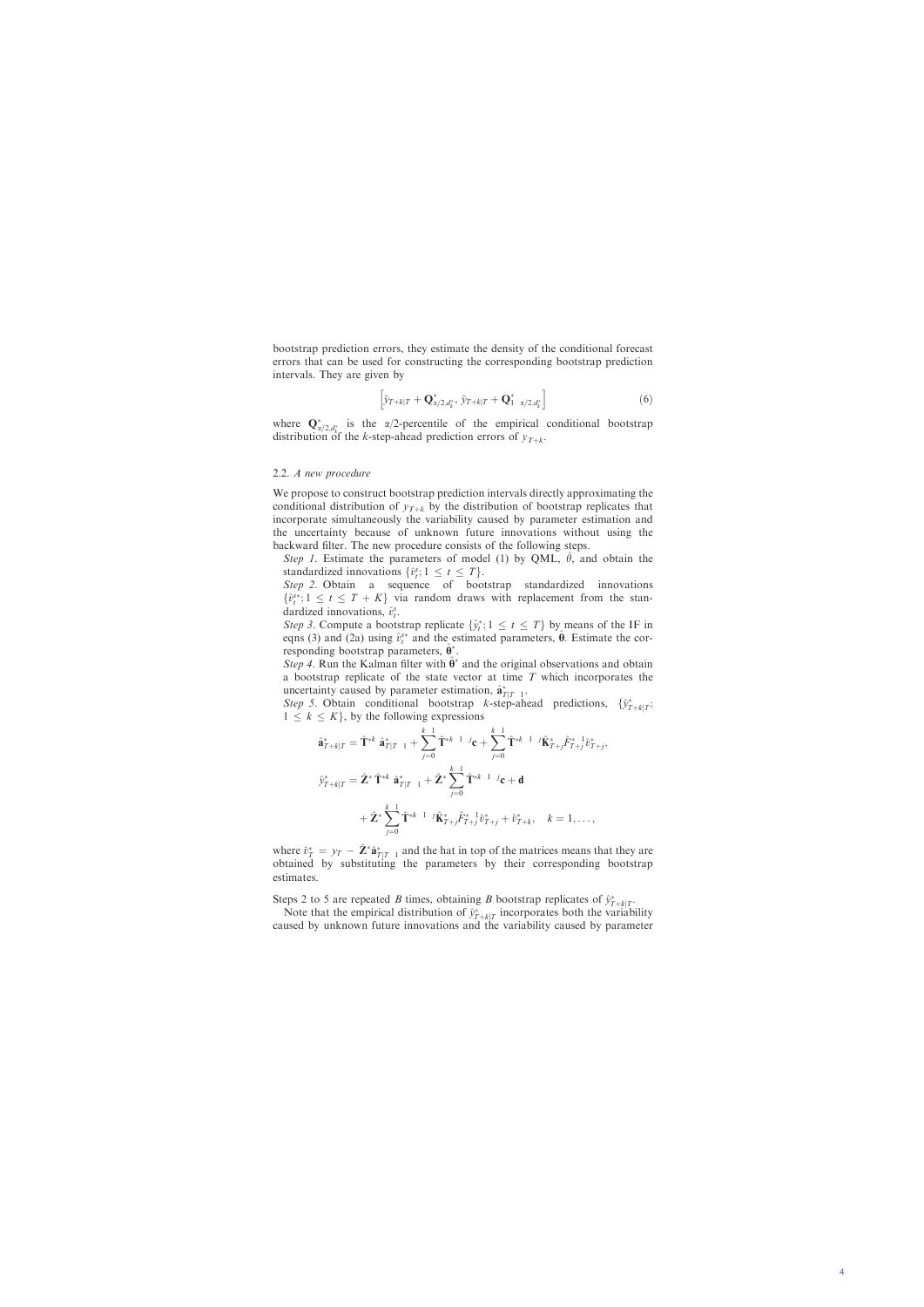bootstrap prediction errors, they estimate the density of the conditional forecast errors that can be used for constructing the corresponding bootstrap prediction intervals. They are given by

$$\left[\tilde{y}_{T+k|T} + \mathbf{Q}^*_{\alpha/2,d^*_k},\ \tilde{y}_{T+k|T} + \mathbf{Q}^*_{1-\alpha/2,d^*_k}\right] \tag{6}$$

where $\mathbf{Q}^*_{\alpha/2,d^*_k}$ is the $\alpha/2$-percentile of the empirical conditional bootstrap distribution of the $k$-step-ahead prediction errors of $y_{T+k}$.

### 2.2. *A new procedure*

We propose to construct bootstrap prediction intervals directly approximating the conditional distribution of $y_{T+k}$ by the distribution of bootstrap replicates that incorporate simultaneously the variability caused by parameter estimation and the uncertainty because of unknown future innovations without using the backward filter. The new procedure consists of the following steps.

*Step 1*. Estimate the parameters of model (1) by QML, $\hat{\theta}$, and obtain the standardized innovations $\{\hat{v}^s_t; 1 \leq t \leq T\}$.

*Step 2*. Obtain a sequence of bootstrap standardized innovations $\{\hat{v}^{s*}_t; 1 \leq t \leq T + K\}$ via random draws with replacement from the standardized innovations, $\hat{v}^s_t$.

*Step 3*. Compute a bootstrap replicate $\{\hat{y}^*_t; 1 \leq t \leq T\}$ by means of the IF in eqns (3) and (2a) using $\hat{v}^{s*}_t$ and the estimated parameters, $\hat{\mathbf{\theta}}$. Estimate the corresponding bootstrap parameters, $\hat{\mathbf{\theta}}^*$.

*Step 4*. Run the Kalman filter with $\hat{\mathbf{\theta}}^*$ and the original observations and obtain a bootstrap replicate of the state vector at time $T$ which incorporates the uncertainty caused by parameter estimation, $\hat{\mathbf{a}}^*_{T|T-1}$.

*Step 5*. Obtain conditional bootstrap $k$-step-ahead predictions, $\{\hat{y}^*_{T+k|T}; 1 \leq k \leq K\}$, by the following expressions

$$\hat{\mathbf{a}}^*_{T+k|T} = \hat{\mathbf{T}}^{*k}\,\hat{\mathbf{a}}^*_{T|T-1} + \sum_{j=0}^{k-1} \hat{\mathbf{T}}^{*k-1-j}\mathbf{c} + \sum_{j=0}^{k-1} \hat{\mathbf{T}}^{*k-1-j}\hat{\mathbf{K}}^*_{T+j}\hat{F}^{*-1}_{T+j}\hat{v}^*_{T+j},$$

$$\begin{aligned}\hat{y}^*_{T+k|T} = {} & \hat{\mathbf{Z}}^*\,\hat{\mathbf{T}}^{*k}\,\hat{\mathbf{a}}^*_{T|T-1} + \hat{\mathbf{Z}}^* \sum_{j=0}^{k-1} \hat{\mathbf{T}}^{*k-1-j}\mathbf{c} + \mathbf{d} \\ & + \hat{\mathbf{Z}}^* \sum_{j=0}^{k-1} \hat{\mathbf{T}}^{*k-1-j}\hat{\mathbf{K}}^*_{T+j}\hat{F}^{*-1}_{T+j}\hat{v}^*_{T+j} + \hat{v}^*_{T+k}, \quad k = 1, \ldots,\end{aligned}$$

where $\hat{v}^*_T = y_T - \hat{\mathbf{Z}}^*\hat{\mathbf{a}}^*_{T|T-1}$ and the hat in top of the matrices means that they are obtained by substituting the parameters by their corresponding bootstrap estimates.

Steps 2 to 5 are repeated $B$ times, obtaining $B$ bootstrap replicates of $\hat{y}^*_{T+k|T}$.

Note that the empirical distribution of $\hat{y}^*_{T+k|T}$ incorporates both the variability caused by unknown future innovations and the variability caused by parameter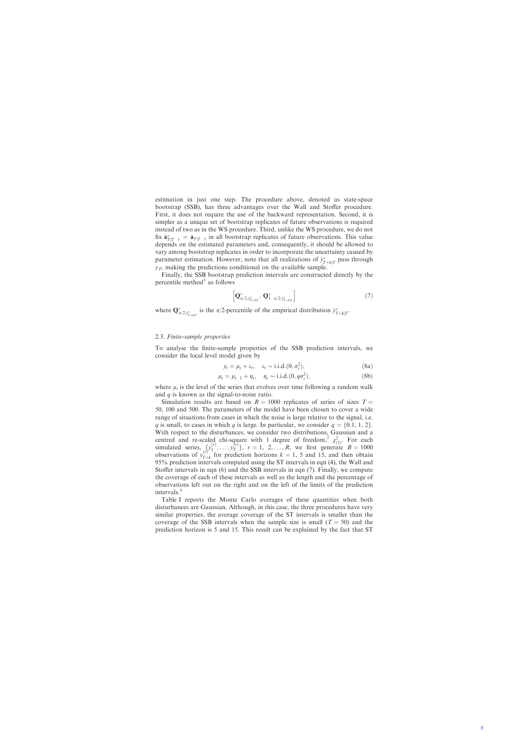estimation in just one step. The procedure above, denoted as state-space bootstrap (SSB), has three advantages over the Wall and Stoffer procedure. First, it does not require the use of the backward representation. Second, it is simpler as a unique set of bootstrap replicates of future observations is required instead of two as in the WS procedure. Third, unlike the WS procedure, we do not fix $\hat{\mathbf{a}}^*_{T|T-1} = \hat{\mathbf{a}}_{T|T-1}$ in all bootstrap replicates of future observations. This value depends on the estimated parameters and, consequently, it should be allowed to vary among bootstrap replicates in order to incorporate the uncertainty caused by parameter estimation. However, note that all realizations of $\hat{y}^*_{T+k|T}$ pass through $y_T$, making the predictions conditional on the available sample.

Finally, the SSB bootstrap prediction intervals are constructed directly by the percentile method[1] as follows

$$\left[\mathbf{Q}^*_{\alpha/2,\hat{y}^*_{T+k|T}},\ \mathbf{Q}^*_{1-\alpha/2,\hat{y}^*_{T+k|T}}\right] \tag{7}$$

where $\mathbf{Q}^*_{\alpha/2,\hat{y}^*_{T+k|T}}$ is the $\alpha/2$-percentile of the empirical distribution $\hat{y}^*_{T+k|T}$.

### 2.3. *Finite-sample properties*

To analyse the finite-sample properties of the SSB prediction intervals, we consider the local level model given by

$$y_t = \mu_t + \varepsilon_t, \quad \varepsilon_t \sim \text{i.i.d.}(0, \sigma^2_\varepsilon), \tag{8a}$$

$$\mu_t = \mu_{t-1} + \eta_t, \quad \eta_t \sim \text{i.i.d.}(0, q\sigma^2_\varepsilon), \tag{8b}$$

where $\mu_t$ is the level of the series that evolves over time following a random walk and $q$ is known as the signal-to-noise ratio.

Simulation results are based on $R = 1000$ replicates of series of sizes $T =$ 50, 100 and 500. The parameters of the model have been chosen to cover a wide range of situations from cases in which the noise is large relative to the signal, i.e. $q$ is small, to cases in which $q$ is large. In particular, we consider $q = \{0.1, 1, 2\}$. With respect to the disturbances, we consider two distributions, Gaussian and a centred and re-scaled chi-square with 1 degree of freedom,[2] $\chi^2_{(1)}$. For each simulated series, $\{y_1^{(r)}, \ldots, y_T^{(r)}\}$, $r = 1, 2, \ldots, R$, we first generate $B = 1000$ observations of $y^{(r)}_{T+k}$ for prediction horizons $k = 1$, 5 and 15, and then obtain 95% prediction intervals computed using the ST intervals in eqn (4), the Wall and Stoffer intervals in eqn (6) and the SSB intervals in eqn (7). Finally, we compute the coverage of each of these intervals as well as the length and the percentage of observations left out on the right and on the left of the limits of the prediction intervals.[3]

Table I reports the Monte Carlo averages of these quantities when both disturbances are Gaussian. Although, in this case, the three procedures have very similar properties, the average coverage of the ST intervals is smaller than the coverage of the SSB intervals when the sample size is small ($T = 50$) and the prediction horizon is 5 and 15. This result can be explained by the fact that ST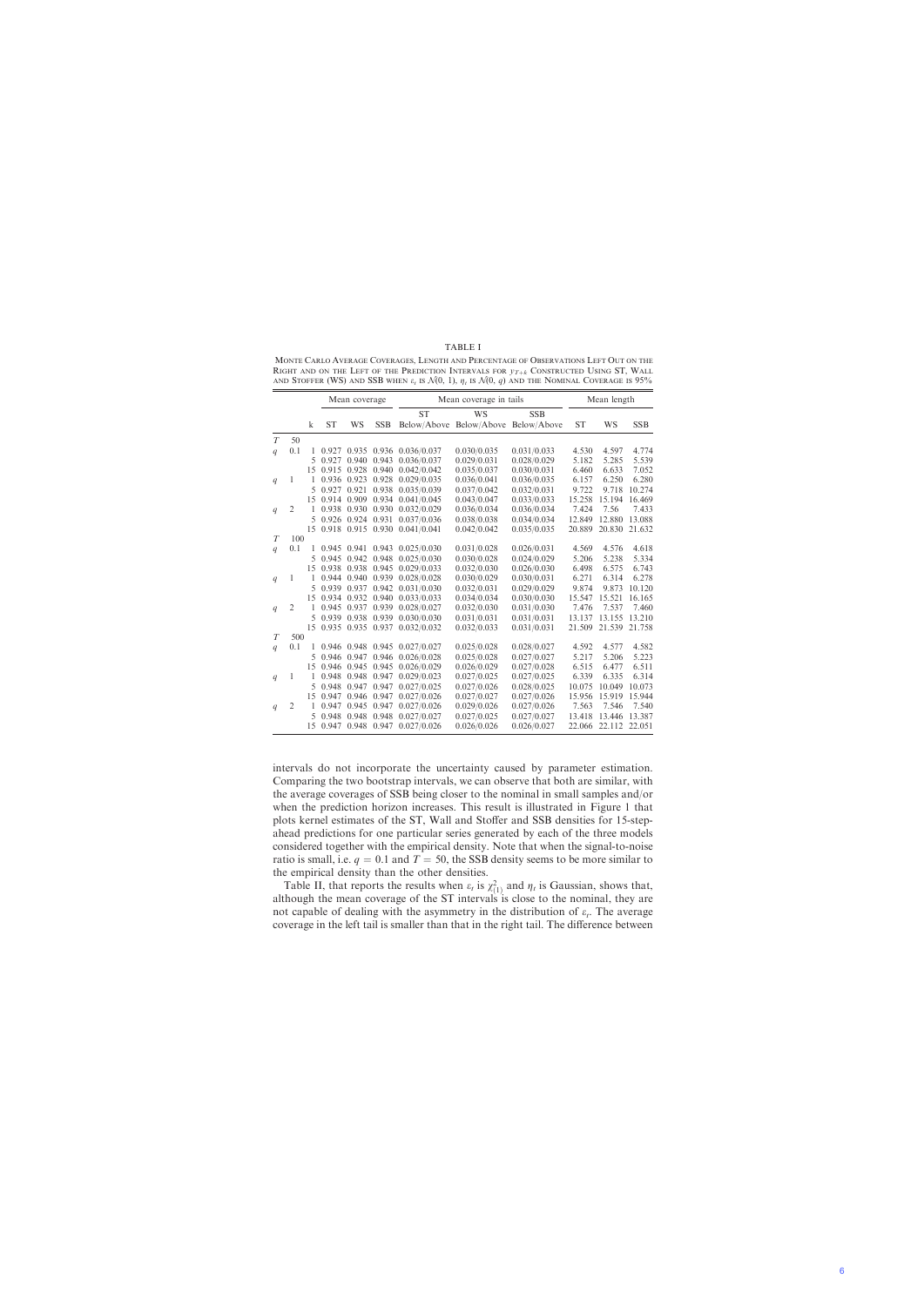TABLE I

Monte Carlo Average Coverages, Length and Percentage of Observations Left Out on the Right and on the Left of the Prediction Intervals for $y_{T+k}$ Constructed Using ST, Wall and Stoffer (WS) and SSB when $\varepsilon_t$ is $\mathcal{N}(0, 1)$, $\eta_t$ is $\mathcal{N}(0, q)$ and the Nominal Coverage is 95%

| | | | Mean coverage | | | Mean coverage in tails | | | Mean length | | |
|---|---|---|---|---|---|---|---|---|---|---|---|
| | | k | ST | WS | SSB | ST Below/Above | WS Below/Above | SSB Below/Above | ST | WS | SSB |
| $T$ | 50 | | | | | | | | | | |
| $q$ | 0.1 | 1 | 0.927 | 0.935 | 0.936 | 0.036/0.037 | 0.030/0.035 | 0.031/0.033 | 4.530 | 4.597 | 4.774 |
| | | 5 | 0.927 | 0.940 | 0.943 | 0.036/0.037 | 0.029/0.031 | 0.028/0.029 | 5.182 | 5.285 | 5.539 |
| | | 15 | 0.915 | 0.928 | 0.940 | 0.042/0.042 | 0.035/0.037 | 0.030/0.031 | 6.460 | 6.633 | 7.052 |
| $q$ | 1 | 1 | 0.936 | 0.923 | 0.928 | 0.029/0.035 | 0.036/0.041 | 0.036/0.035 | 6.157 | 6.250 | 6.280 |
| | | 5 | 0.927 | 0.921 | 0.938 | 0.035/0.039 | 0.037/0.042 | 0.032/0.031 | 9.722 | 9.718 | 10.274 |
| | | 15 | 0.914 | 0.909 | 0.934 | 0.041/0.045 | 0.043/0.047 | 0.033/0.033 | 15.258 | 15.194 | 16.469 |
| $q$ | 2 | 1 | 0.938 | 0.930 | 0.930 | 0.032/0.029 | 0.036/0.034 | 0.036/0.034 | 7.424 | 7.56 | 7.433 |
| | | 5 | 0.926 | 0.924 | 0.931 | 0.037/0.036 | 0.038/0.038 | 0.034/0.034 | 12.849 | 12.880 | 13.088 |
| | | 15 | 0.918 | 0.915 | 0.930 | 0.041/0.041 | 0.042/0.042 | 0.035/0.035 | 20.889 | 20.830 | 21.632 |
| $T$ | 100 | | | | | | | | | | |
| $q$ | 0.1 | 1 | 0.945 | 0.941 | 0.943 | 0.025/0.030 | 0.031/0.028 | 0.026/0.031 | 4.569 | 4.576 | 4.618 |
| | | 5 | 0.945 | 0.942 | 0.948 | 0.025/0.030 | 0.030/0.028 | 0.024/0.029 | 5.206 | 5.238 | 5.334 |
| | | 15 | 0.938 | 0.938 | 0.945 | 0.029/0.033 | 0.032/0.030 | 0.026/0.030 | 6.498 | 6.575 | 6.743 |
| $q$ | 1 | 1 | 0.944 | 0.940 | 0.939 | 0.028/0.028 | 0.030/0.029 | 0.030/0.031 | 6.271 | 6.314 | 6.278 |
| | | 5 | 0.939 | 0.937 | 0.942 | 0.031/0.030 | 0.032/0.031 | 0.029/0.029 | 9.874 | 9.873 | 10.120 |
| | | 15 | 0.934 | 0.932 | 0.940 | 0.033/0.033 | 0.034/0.034 | 0.030/0.030 | 15.547 | 15.521 | 16.165 |
| $q$ | 2 | 1 | 0.945 | 0.937 | 0.939 | 0.028/0.027 | 0.032/0.030 | 0.031/0.030 | 7.476 | 7.537 | 7.460 |
| | | 5 | 0.939 | 0.938 | 0.939 | 0.030/0.030 | 0.031/0.031 | 0.031/0.031 | 13.137 | 13.155 | 13.210 |
| | | 15 | 0.935 | 0.935 | 0.937 | 0.032/0.032 | 0.032/0.033 | 0.031/0.031 | 21.509 | 21.539 | 21.758 |
| $T$ | 500 | | | | | | | | | | |
| $q$ | 0.1 | 1 | 0.946 | 0.948 | 0.945 | 0.027/0.027 | 0.025/0.028 | 0.028/0.027 | 4.592 | 4.577 | 4.582 |
| | | 5 | 0.946 | 0.947 | 0.946 | 0.026/0.028 | 0.025/0.028 | 0.027/0.027 | 5.217 | 5.206 | 5.223 |
| | | 15 | 0.946 | 0.945 | 0.945 | 0.026/0.029 | 0.026/0.029 | 0.027/0.028 | 6.515 | 6.477 | 6.511 |
| $q$ | 1 | 1 | 0.948 | 0.948 | 0.947 | 0.029/0.023 | 0.027/0.025 | 0.027/0.025 | 6.339 | 6.335 | 6.314 |
| | | 5 | 0.948 | 0.947 | 0.947 | 0.027/0.025 | 0.027/0.026 | 0.028/0.025 | 10.075 | 10.049 | 10.073 |
| | | 15 | 0.947 | 0.946 | 0.947 | 0.027/0.026 | 0.027/0.027 | 0.027/0.026 | 15.956 | 15.919 | 15.944 |
| $q$ | 2 | 1 | 0.947 | 0.945 | 0.947 | 0.027/0.026 | 0.029/0.026 | 0.027/0.026 | 7.563 | 7.546 | 7.540 |
| | | 5 | 0.948 | 0.948 | 0.948 | 0.027/0.027 | 0.027/0.025 | 0.027/0.027 | 13.418 | 13.446 | 13.387 |
| | | 15 | 0.947 | 0.948 | 0.947 | 0.027/0.026 | 0.026/0.026 | 0.026/0.027 | 22.066 | 22.112 | 22.051 |

intervals do not incorporate the uncertainty caused by parameter estimation. Comparing the two bootstrap intervals, we can observe that both are similar, with the average coverages of SSB being closer to the nominal in small samples and/or when the prediction horizon increases. This result is illustrated in Figure 1 that plots kernel estimates of the ST, Wall and Stoffer and SSB densities for 15-step-ahead predictions for one particular series generated by each of the three models considered together with the empirical density. Note that when the signal-to-noise ratio is small, i.e. $q = 0.1$ and $T = 50$, the SSB density seems to be more similar to the empirical density than the other densities.

Table II, that reports the results when $\varepsilon_t$ is $\chi^2_{(1)}$ and $\eta_t$ is Gaussian, shows that, although the mean coverage of the ST intervals is close to the nominal, they are not capable of dealing with the asymmetry in the distribution of $\varepsilon_t$. The average coverage in the left tail is smaller than that in the right tail. The difference between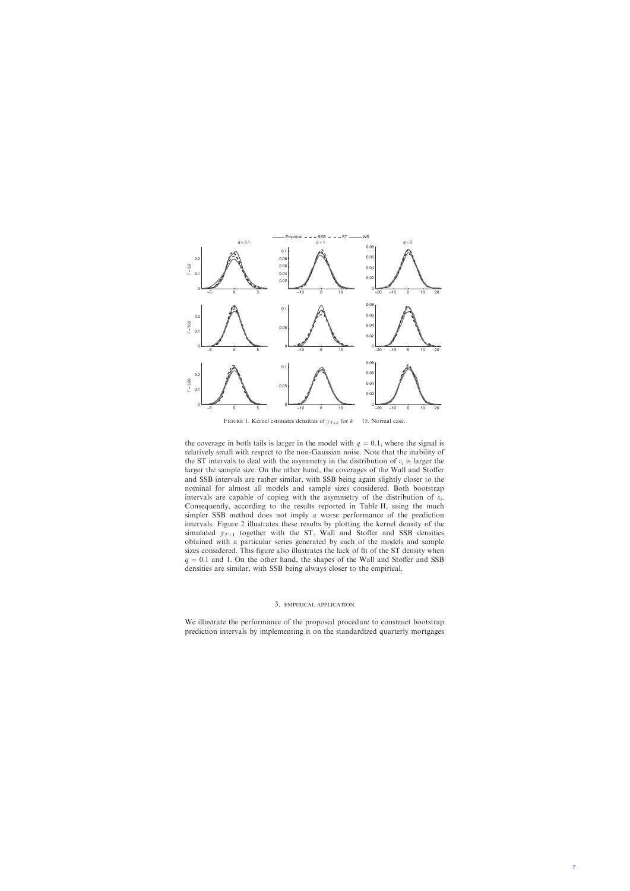Empirical - - - SSB - - - ST ——— WS

$q = 0.1$

$q = 1$

$q = 2$

$T = 50$

$T = 100$

$T = 500$

0.2
0.1
0
–5
0
5

0.1
0.08
0.06
0.04
0.02
0
–10
0
10

0.08
0.06
0.04
0.02
0
–20
–10
0
10
20

0.1
0.05

FIGURE 1. Kernel estimates densities of $y_{T+k}$ for $k$ 15. Normal case.

the coverage in both tails is larger in the model with $q = 0.1$, where the signal is relatively small with respect to the non-Gaussian noise. Note that the inability of the ST intervals to deal with the asymmetry in the distribution of $\varepsilon_t$ is larger the larger the sample size. On the other hand, the coverages of the Wall and Stoffer and SSB intervals are rather similar, with SSB being again slightly closer to the nominal for almost all models and sample sizes considered. Both bootstrap intervals are capable of coping with the asymmetry of the distribution of $\varepsilon_t$. Consequently, according to the results reported in Table II, using the much simpler SSB method does not imply a worse performance of the prediction intervals. Figure 2 illustrates these results by plotting the kernel density of the simulated $y_{T+1}$ together with the ST, Wall and Stoffer and SSB densities obtained with a particular series generated by each of the models and sample sizes considered. This figure also illustrates the lack of fit of the ST density when $q = 0.1$ and 1. On the other hand, the shapes of the Wall and Stoffer and SSB densities are similar, with SSB being always closer to the empirical.

## 3. EMPIRICAL APPLICATION

We illustrate the performance of the proposed procedure to construct bootstrap prediction intervals by implementing it on the standardized quarterly mortgages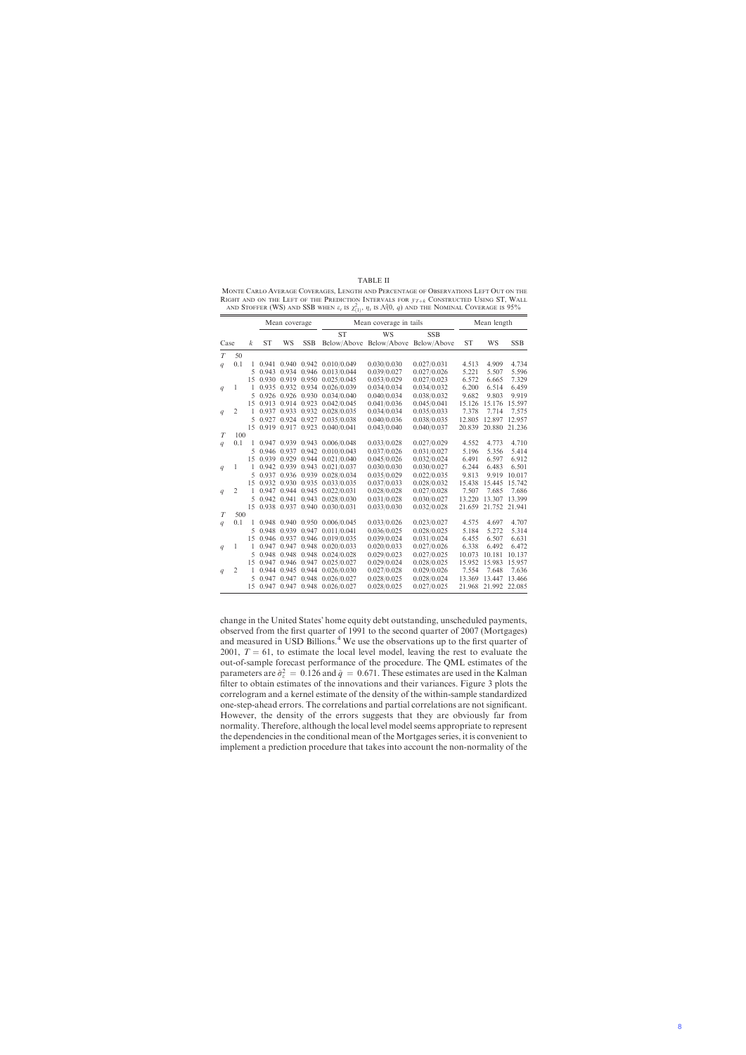TABLE II

MONTE CARLO AVERAGE COVERAGES, LENGTH AND PERCENTAGE OF OBSERVATIONS LEFT OUT ON THE RIGHT AND ON THE LEFT OF THE PREDICTION INTERVALS FOR $y_{T+k}$ CONSTRUCTED USING ST, WALL AND STOFFER (WS) AND SSB WHEN $\varepsilon_t$ IS $\chi^2_{(1)}$, $\eta_t$ IS $N(0, q)$ AND THE NOMINAL COVERAGE IS 95%

| Case | | $k$ | Mean coverage | | | Mean coverage in tails | | | Mean length | | |
|---|---|---|---|---|---|---|---|---|---|---|---|
| | | | ST | WS | SSB | ST Below/Above | WS Below/Above | SSB Below/Above | ST | WS | SSB |
| $T$ | 50 | | | | | | | | | | |
| $q$ | 0.1 | 1 | 0.941 | 0.940 | 0.942 | 0.010/0.049 | 0.030/0.030 | 0.027/0.031 | 4.513 | 4.909 | 4.734 |
| | | 5 | 0.943 | 0.934 | 0.946 | 0.013/0.044 | 0.039/0.027 | 0.027/0.026 | 5.221 | 5.507 | 5.596 |
| | | 15 | 0.930 | 0.919 | 0.950 | 0.025/0.045 | 0.053/0.029 | 0.027/0.023 | 6.572 | 6.665 | 7.329 |
| $q$ | 1 | 1 | 0.935 | 0.932 | 0.934 | 0.026/0.039 | 0.034/0.034 | 0.034/0.032 | 6.200 | 6.514 | 6.459 |
| | | 5 | 0.926 | 0.926 | 0.930 | 0.034/0.040 | 0.040/0.034 | 0.038/0.032 | 9.682 | 9.803 | 9.919 |
| | | 15 | 0.913 | 0.914 | 0.923 | 0.042/0.045 | 0.041/0.036 | 0.045/0.041 | 15.126 | 15.176 | 15.597 |
| $q$ | 2 | 1 | 0.937 | 0.933 | 0.932 | 0.028/0.035 | 0.034/0.034 | 0.035/0.033 | 7.378 | 7.714 | 7.575 |
| | | 5 | 0.927 | 0.924 | 0.927 | 0.035/0.038 | 0.040/0.036 | 0.038/0.035 | 12.805 | 12.897 | 12.957 |
| | | 15 | 0.919 | 0.917 | 0.923 | 0.040/0.041 | 0.043/0.040 | 0.040/0.037 | 20.839 | 20.880 | 21.236 |
| $T$ | 100 | | | | | | | | | | |
| $q$ | 0.1 | 1 | 0.947 | 0.939 | 0.943 | 0.006/0.048 | 0.033/0.028 | 0.027/0.029 | 4.552 | 4.773 | 4.710 |
| | | 5 | 0.946 | 0.937 | 0.942 | 0.010/0.043 | 0.037/0.026 | 0.031/0.027 | 5.196 | 5.356 | 5.414 |
| | | 15 | 0.939 | 0.929 | 0.944 | 0.021/0.040 | 0.045/0.026 | 0.032/0.024 | 6.491 | 6.597 | 6.912 |
| $q$ | 1 | 1 | 0.942 | 0.939 | 0.943 | 0.021/0.037 | 0.030/0.030 | 0.030/0.027 | 6.244 | 6.483 | 6.501 |
| | | 5 | 0.937 | 0.936 | 0.939 | 0.028/0.034 | 0.035/0.029 | 0.022/0.035 | 9.813 | 9.919 | 10.017 |
| | | 15 | 0.932 | 0.930 | 0.935 | 0.033/0.035 | 0.037/0.033 | 0.028/0.032 | 15.438 | 15.445 | 15.742 |
| $q$ | 2 | 1 | 0.947 | 0.944 | 0.945 | 0.022/0.031 | 0.028/0.028 | 0.027/0.028 | 7.507 | 7.685 | 7.686 |
| | | 5 | 0.942 | 0.941 | 0.943 | 0.028/0.030 | 0.031/0.028 | 0.030/0.027 | 13.220 | 13.307 | 13.399 |
| | | 15 | 0.938 | 0.937 | 0.940 | 0.030/0.031 | 0.033/0.030 | 0.032/0.028 | 21.659 | 21.752 | 21.941 |
| $T$ | 500 | | | | | | | | | | |
| $q$ | 0.1 | 1 | 0.948 | 0.940 | 0.950 | 0.006/0.045 | 0.033/0.026 | 0.023/0.027 | 4.575 | 4.697 | 4.707 |
| | | 5 | 0.948 | 0.939 | 0.947 | 0.011/0.041 | 0.036/0.025 | 0.028/0.025 | 5.184 | 5.272 | 5.314 |
| | | 15 | 0.946 | 0.937 | 0.946 | 0.019/0.035 | 0.039/0.024 | 0.031/0.024 | 6.455 | 6.507 | 6.631 |
| $q$ | 1 | 1 | 0.947 | 0.947 | 0.948 | 0.020/0.033 | 0.020/0.033 | 0.027/0.026 | 6.338 | 6.492 | 6.472 |
| | | 5 | 0.948 | 0.948 | 0.948 | 0.024/0.028 | 0.029/0.023 | 0.027/0.025 | 10.073 | 10.181 | 10.137 |
| | | 15 | 0.947 | 0.946 | 0.947 | 0.025/0.027 | 0.029/0.024 | 0.028/0.025 | 15.952 | 15.983 | 15.957 |
| $q$ | 2 | 1 | 0.944 | 0.945 | 0.944 | 0.026/0.030 | 0.027/0.028 | 0.029/0.026 | 7.554 | 7.648 | 7.636 |
| | | 5 | 0.947 | 0.947 | 0.948 | 0.026/0.027 | 0.028/0.025 | 0.028/0.024 | 13.369 | 13.447 | 13.466 |
| | | 15 | 0.947 | 0.947 | 0.948 | 0.026/0.027 | 0.028/0.025 | 0.027/0.025 | 21.968 | 21.992 | 22.085 |

change in the United States' home equity debt outstanding, unscheduled payments, observed from the first quarter of 1991 to the second quarter of 2007 (Mortgages) and measured in USD Billions.[4] We use the observations up to the first quarter of 2001, $T = 61$, to estimate the local level model, leaving the rest to evaluate the out-of-sample forecast performance of the procedure. The QML estimates of the parameters are $\hat{\sigma}^2_\varepsilon = 0.126$ and $\hat{q} = 0.671$. These estimates are used in the Kalman filter to obtain estimates of the innovations and their variances. Figure 3 plots the correlogram and a kernel estimate of the density of the within-sample standardized one-step-ahead errors. The correlations and partial correlations are not significant. However, the density of the errors suggests that they are obviously far from normality. Therefore, although the local level model seems appropriate to represent the dependencies in the conditional mean of the Mortgages series, it is convenient to implement a prediction procedure that takes into account the non-normality of the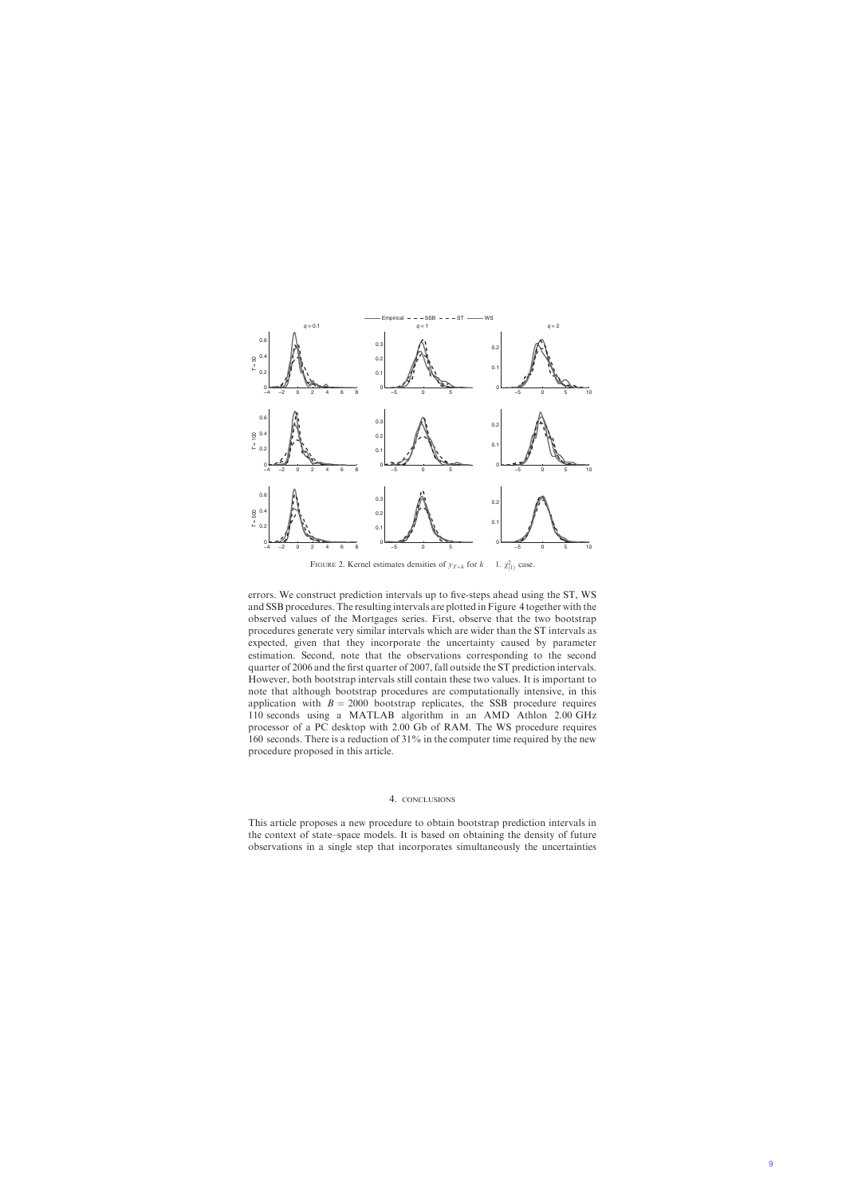Empirical - - - SSB - - - ST —— WS

q = 0.1

q = 1

q = 2

T = 50

T = 100

T = 500

0.6
0.4
0.2
0
−4 −2 0 2 4 6 8

0.3
0.2
0.1
0
−5 0 5

0.2
0.1
0
−5 0 5 10

FIGURE 2. Kernel estimates densities of $y_{T+k}$ for $k = 1$. $\chi^2_{(1)}$ case.

errors. We construct prediction intervals up to five-steps ahead using the ST, WS and SSB procedures. The resulting intervals are plotted in Figure 4 together with the observed values of the Mortgages series. First, observe that the two bootstrap procedures generate very similar intervals which are wider than the ST intervals as expected, given that they incorporate the uncertainty caused by parameter estimation. Second, note that the observations corresponding to the second quarter of 2006 and the first quarter of 2007, fall outside the ST prediction intervals. However, both bootstrap intervals still contain these two values. It is important to note that although bootstrap procedures are computationally intensive, in this application with $B = 2000$ bootstrap replicates, the SSB procedure requires 110 seconds using a MATLAB algorithm in an AMD Athlon 2.00 GHz processor of a PC desktop with 2.00 Gb of RAM. The WS procedure requires 160 seconds. There is a reduction of 31% in the computer time required by the new procedure proposed in this article.

## 4. CONCLUSIONS

This article proposes a new procedure to obtain bootstrap prediction intervals in the context of state–space models. It is based on obtaining the density of future observations in a single step that incorporates simultaneously the uncertainties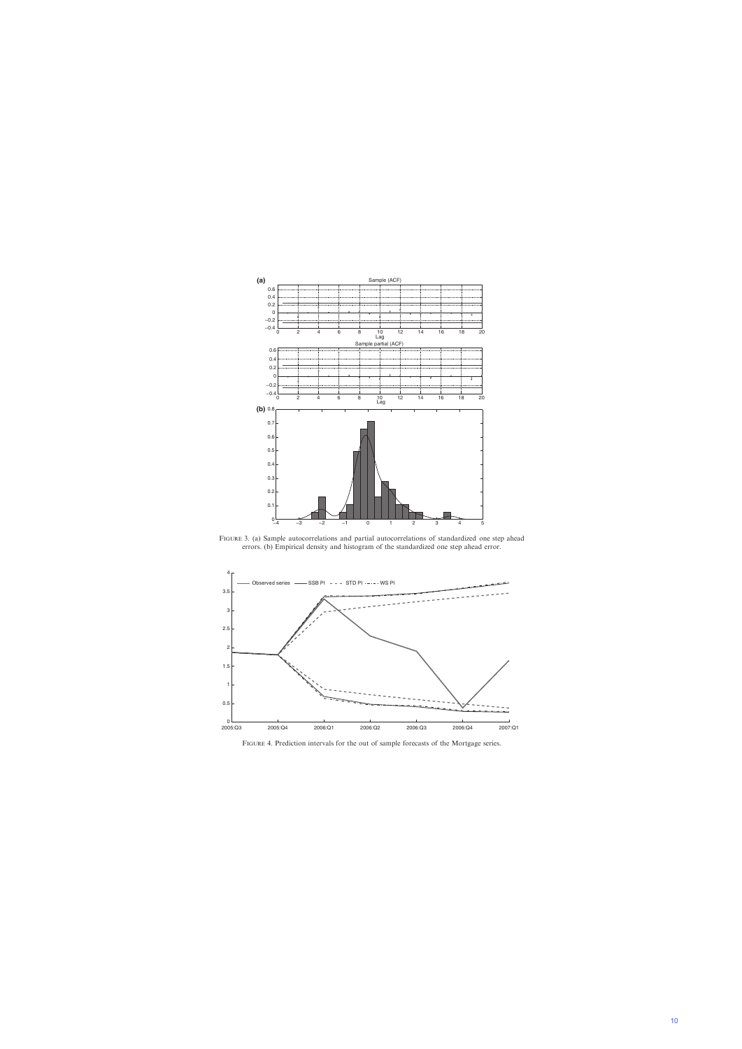FIGURE 3. (a) Sample autocorrelations and partial autocorrelations of standardized one step ahead errors. (b) Empirical density and histogram of the standardized one step ahead error.

FIGURE 4. Prediction intervals for the out of sample forecasts of the Mortgage series.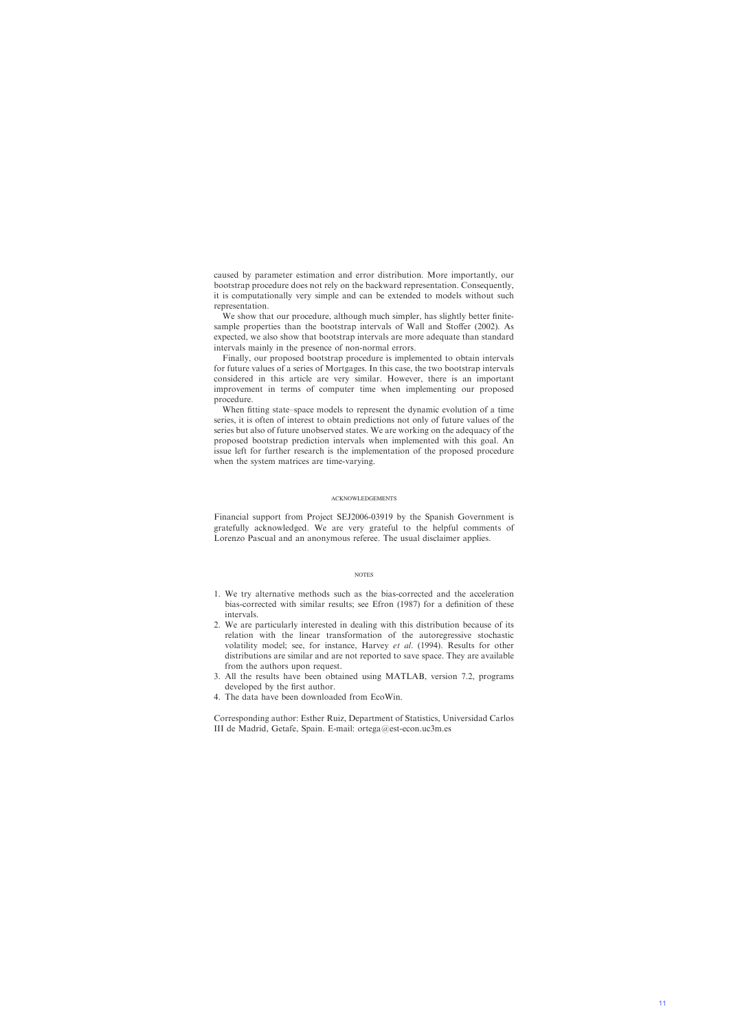caused by parameter estimation and error distribution. More importantly, our bootstrap procedure does not rely on the backward representation. Consequently, it is computationally very simple and can be extended to models without such representation.

We show that our procedure, although much simpler, has slightly better finite-sample properties than the bootstrap intervals of Wall and Stoffer (2002). As expected, we also show that bootstrap intervals are more adequate than standard intervals mainly in the presence of non-normal errors.

Finally, our proposed bootstrap procedure is implemented to obtain intervals for future values of a series of Mortgages. In this case, the two bootstrap intervals considered in this article are very similar. However, there is an important improvement in terms of computer time when implementing our proposed procedure.

When fitting state–space models to represent the dynamic evolution of a time series, it is often of interest to obtain predictions not only of future values of the series but also of future unobserved states. We are working on the adequacy of the proposed bootstrap prediction intervals when implemented with this goal. An issue left for further research is the implementation of the proposed procedure when the system matrices are time-varying.

## ACKNOWLEDGEMENTS

Financial support from Project SEJ2006-03919 by the Spanish Government is gratefully acknowledged. We are very grateful to the helpful comments of Lorenzo Pascual and an anonymous referee. The usual disclaimer applies.

## NOTES

1. We try alternative methods such as the bias-corrected and the acceleration bias-corrected with similar results; see Efron (1987) for a definition of these intervals.
2. We are particularly interested in dealing with this distribution because of its relation with the linear transformation of the autoregressive stochastic volatility model; see, for instance, Harvey *et al.* (1994). Results for other distributions are similar and are not reported to save space. They are available from the authors upon request.
3. All the results have been obtained using MATLAB, version 7.2, programs developed by the first author.
4. The data have been downloaded from EcoWin.

Corresponding author: Esther Ruiz, Department of Statistics, Universidad Carlos III de Madrid, Getafe, Spain. E-mail: ortega@est-econ.uc3m.es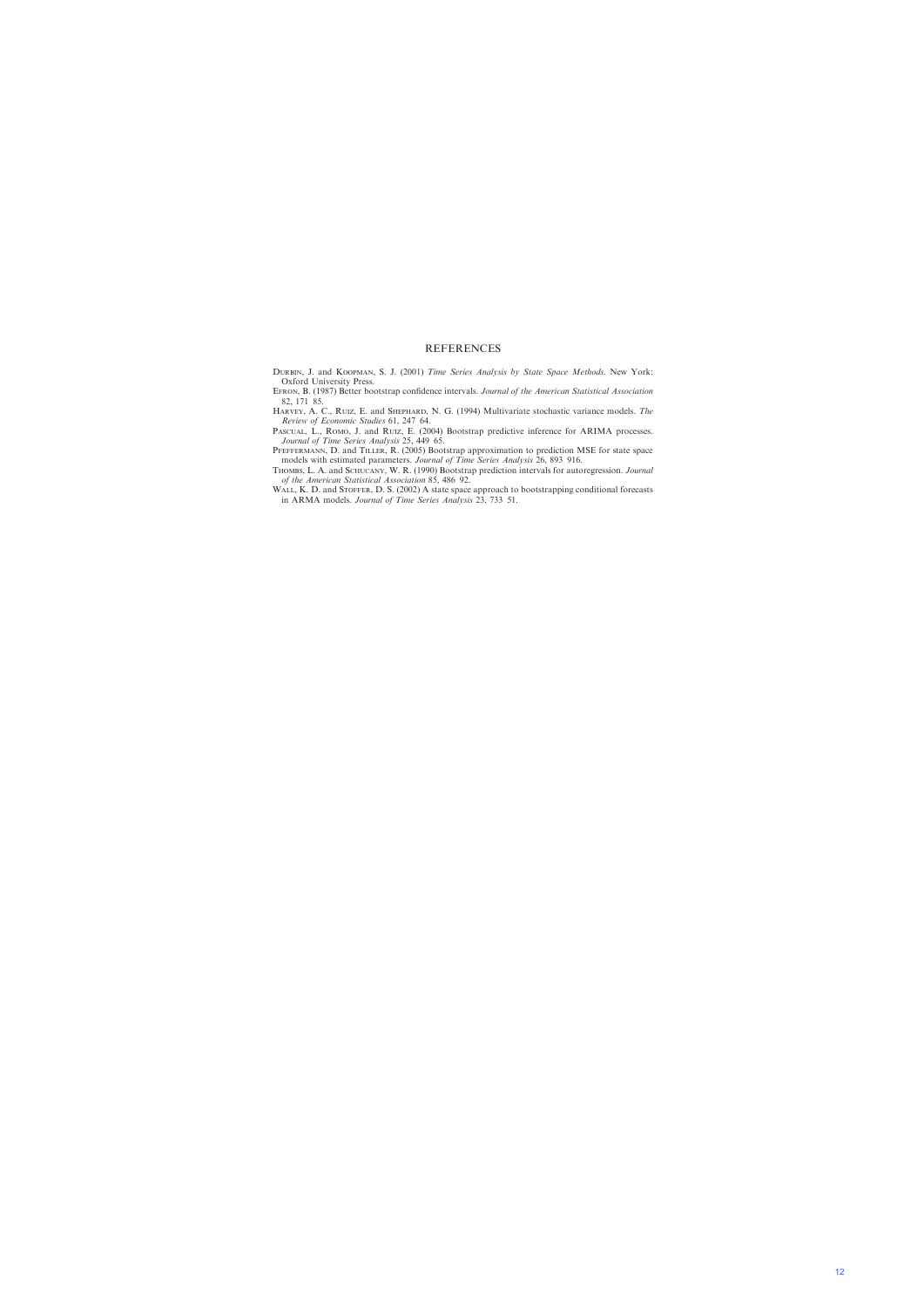## REFERENCES

Durbin, J. and Koopman, S. J. (2001) *Time Series Analysis by State Space Methods*. New York: Oxford University Press.

Efron, B. (1987) Better bootstrap confidence intervals. *Journal of the American Statistical Association* 82, 171 85.

Harvey, A. C., Ruiz, E. and Shephard, N. G. (1994) Multivariate stochastic variance models. *The Review of Economic Studies* 61, 247 64.

Pascual, L., Romo, J. and Ruiz, E. (2004) Bootstrap predictive inference for ARIMA processes. *Journal of Time Series Analysis* 25, 449 65.

Pfeffermann, D. and Tiller, R. (2005) Bootstrap approximation to prediction MSE for state space models with estimated parameters. *Journal of Time Series Analysis* 26, 893 916.

Thombs, L. A. and Schucany, W. R. (1990) Bootstrap prediction intervals for autoregression. *Journal of the American Statistical Association* 85, 486 92.

Wall, K. D. and Stoffer, D. S. (2002) A state space approach to bootstrapping conditional forecasts in ARMA models. *Journal of Time Series Analysis* 23, 733 51.